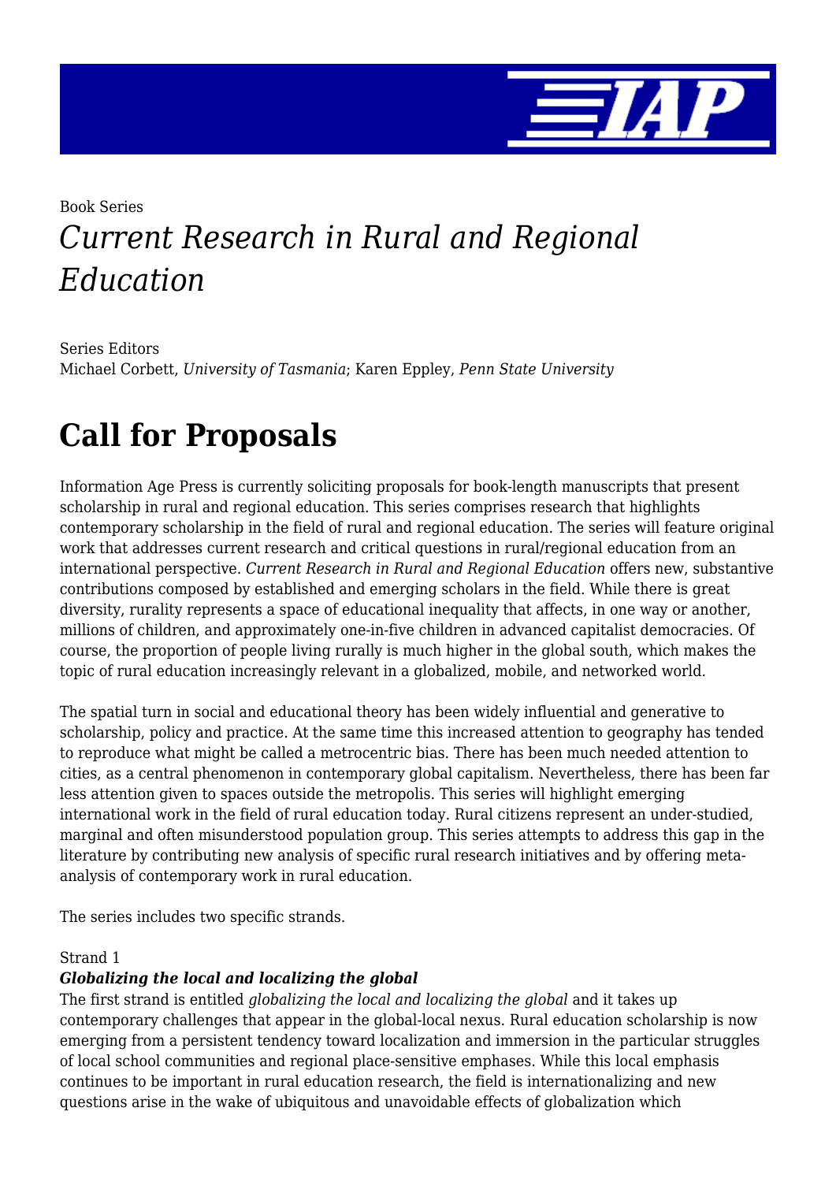Book Series

# *Current Research in Rural and Regional Education*

Series Editors
Michael Corbett, *University of Tasmania*; Karen Eppley, *Penn State University*

# Call for Proposals

Information Age Press is currently soliciting proposals for book-length manuscripts that present scholarship in rural and regional education. This series comprises research that highlights contemporary scholarship in the field of rural and regional education. The series will feature original work that addresses current research and critical questions in rural/regional education from an international perspective. *Current Research in Rural and Regional Education* offers new, substantive contributions composed by established and emerging scholars in the field. While there is great diversity, rurality represents a space of educational inequality that affects, in one way or another, millions of children, and approximately one-in-five children in advanced capitalist democracies. Of course, the proportion of people living rurally is much higher in the global south, which makes the topic of rural education increasingly relevant in a globalized, mobile, and networked world.

The spatial turn in social and educational theory has been widely influential and generative to scholarship, policy and practice. At the same time this increased attention to geography has tended to reproduce what might be called a metrocentric bias. There has been much needed attention to cities, as a central phenomenon in contemporary global capitalism. Nevertheless, there has been far less attention given to spaces outside the metropolis. This series will highlight emerging international work in the field of rural education today. Rural citizens represent an under-studied, marginal and often misunderstood population group. This series attempts to address this gap in the literature by contributing new analysis of specific rural research initiatives and by offering meta-analysis of contemporary work in rural education.

The series includes two specific strands.

Strand 1
***Globalizing the local and localizing the global***
The first strand is entitled *globalizing the local and localizing the global* and it takes up contemporary challenges that appear in the global-local nexus. Rural education scholarship is now emerging from a persistent tendency toward localization and immersion in the particular struggles of local school communities and regional place-sensitive emphases. While this local emphasis continues to be important in rural education research, the field is internationalizing and new questions arise in the wake of ubiquitous and unavoidable effects of globalization which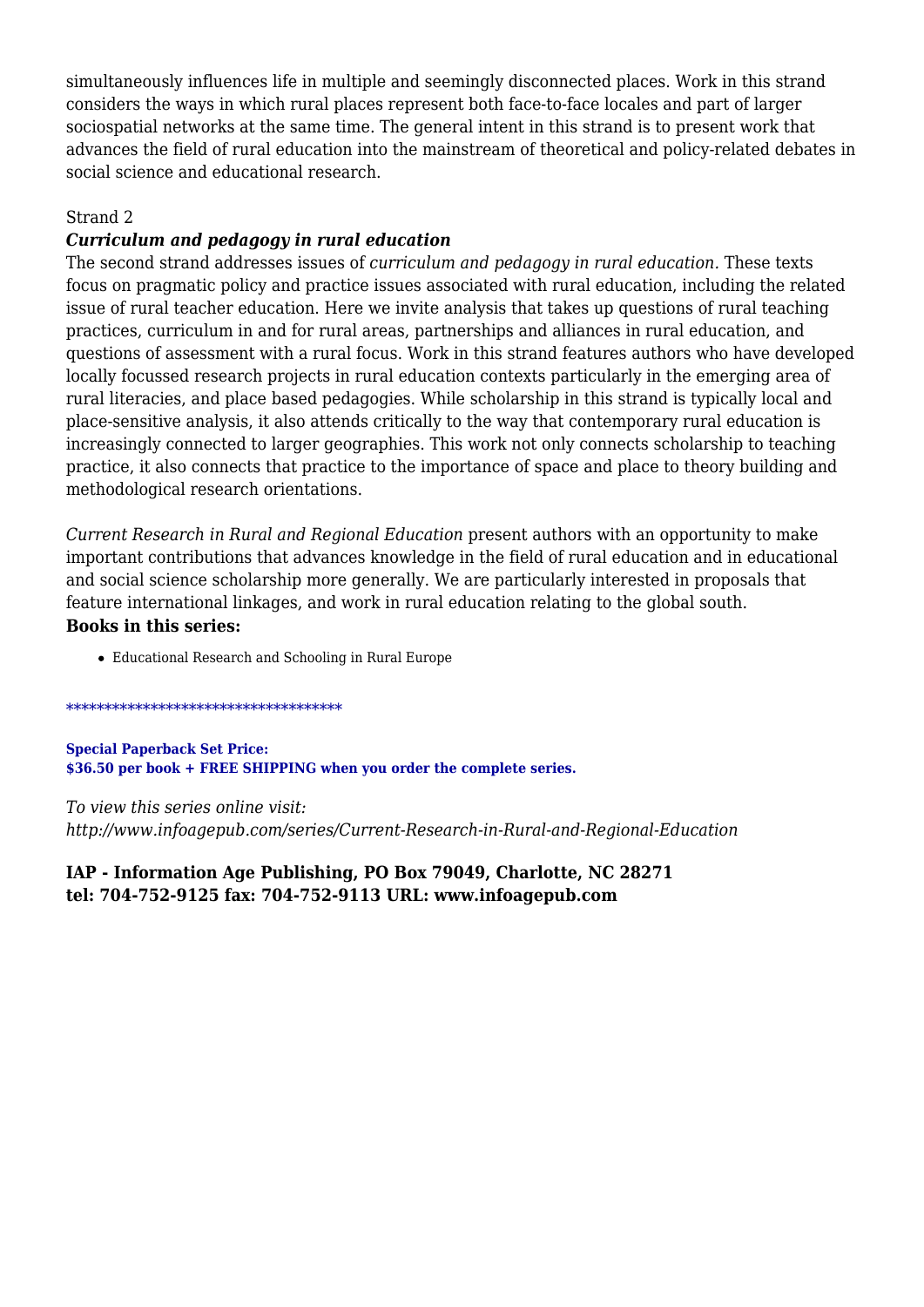simultaneously influences life in multiple and seemingly disconnected places. Work in this strand considers the ways in which rural places represent both face-to-face locales and part of larger sociospatial networks at the same time. The general intent in this strand is to present work that advances the field of rural education into the mainstream of theoretical and policy-related debates in social science and educational research.

Strand 2

***Curriculum and pedagogy in rural education***

The second strand addresses issues of *curriculum and pedagogy in rural education*. These texts focus on pragmatic policy and practice issues associated with rural education, including the related issue of rural teacher education. Here we invite analysis that takes up questions of rural teaching practices, curriculum in and for rural areas, partnerships and alliances in rural education, and questions of assessment with a rural focus. Work in this strand features authors who have developed locally focussed research projects in rural education contexts particularly in the emerging area of rural literacies, and place based pedagogies. While scholarship in this strand is typically local and place-sensitive analysis, it also attends critically to the way that contemporary rural education is increasingly connected to larger geographies. This work not only connects scholarship to teaching practice, it also connects that practice to the importance of space and place to theory building and methodological research orientations.

*Current Research in Rural and Regional Education* present authors with an opportunity to make important contributions that advances knowledge in the field of rural education and in educational and social science scholarship more generally. We are particularly interested in proposals that feature international linkages, and work in rural education relating to the global south.

**Books in this series:**

- Educational Research and Schooling in Rural Europe

************************************

**Special Paperback Set Price:**
**$36.50 per book + FREE SHIPPING when you order the complete series.**

*To view this series online visit:*
*http://www.infoagepub.com/series/Current-Research-in-Rural-and-Regional-Education*

**IAP - Information Age Publishing, PO Box 79049, Charlotte, NC 28271**
**tel: 704-752-9125 fax: 704-752-9113 URL: www.infoagepub.com**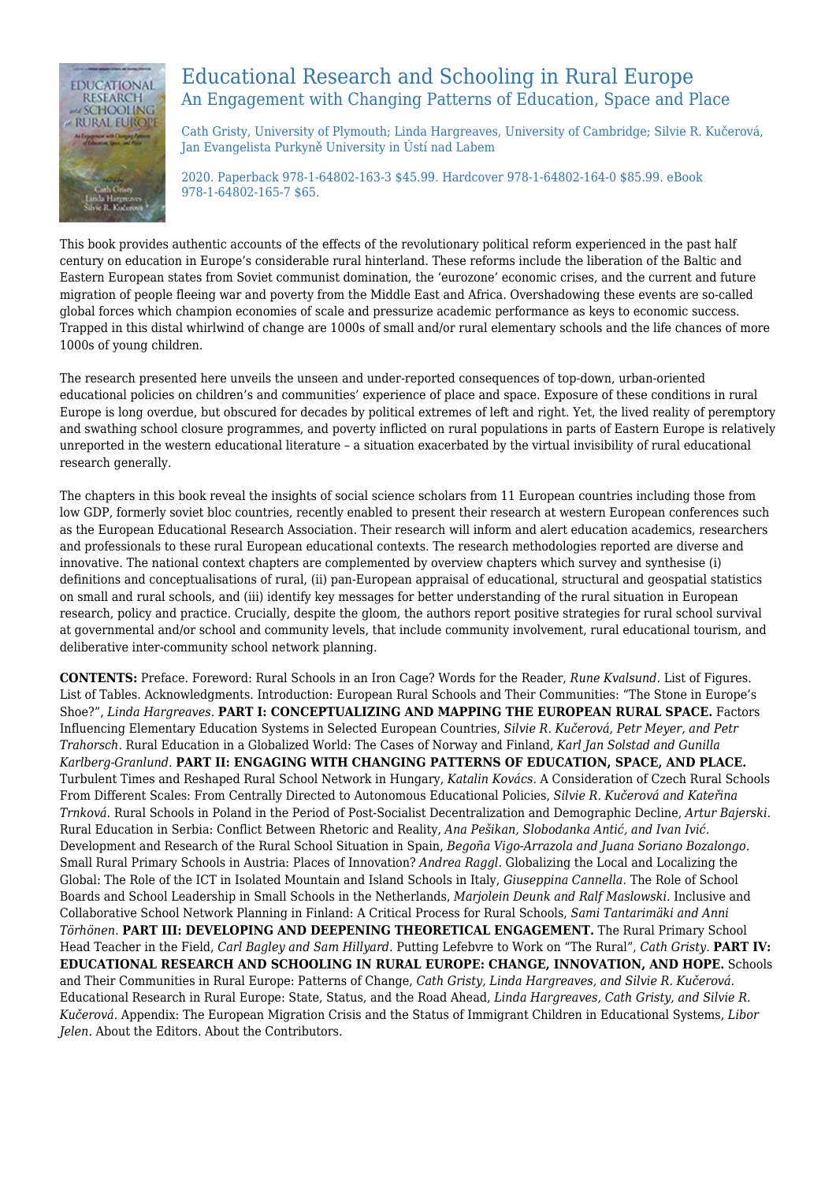# Educational Research and Schooling in Rural Europe

## An Engagement with Changing Patterns of Education, Space and Place

Cath Gristy, University of Plymouth; Linda Hargreaves, University of Cambridge; Silvie R. Kučerová, Jan Evangelista Purkyně University in Ústí nad Labem

2020. Paperback 978-1-64802-163-3 $45.99. Hardcover 978-1-64802-164-0 $85.99. eBook 978-1-64802-165-7 $65.

This book provides authentic accounts of the effects of the revolutionary political reform experienced in the past half century on education in Europe's considerable rural hinterland. These reforms include the liberation of the Baltic and Eastern European states from Soviet communist domination, the 'eurozone' economic crises, and the current and future migration of people fleeing war and poverty from the Middle East and Africa. Overshadowing these events are so-called global forces which champion economies of scale and pressurize academic performance as keys to economic success. Trapped in this distal whirlwind of change are 1000s of small and/or rural elementary schools and the life chances of more 1000s of young children.

The research presented here unveils the unseen and under-reported consequences of top-down, urban-oriented educational policies on children's and communities' experience of place and space. Exposure of these conditions in rural Europe is long overdue, but obscured for decades by political extremes of left and right. Yet, the lived reality of peremptory and swathing school closure programmes, and poverty inflicted on rural populations in parts of Eastern Europe is relatively unreported in the western educational literature – a situation exacerbated by the virtual invisibility of rural educational research generally.

The chapters in this book reveal the insights of social science scholars from 11 European countries including those from low GDP, formerly soviet bloc countries, recently enabled to present their research at western European conferences such as the European Educational Research Association. Their research will inform and alert education academics, researchers and professionals to these rural European educational contexts. The research methodologies reported are diverse and innovative. The national context chapters are complemented by overview chapters which survey and synthesise (i) definitions and conceptualisations of rural, (ii) pan-European appraisal of educational, structural and geospatial statistics on small and rural schools, and (iii) identify key messages for better understanding of the rural situation in European research, policy and practice. Crucially, despite the gloom, the authors report positive strategies for rural school survival at governmental and/or school and community levels, that include community involvement, rural educational tourism, and deliberative inter-community school network planning.

**CONTENTS:** Preface. Foreword: Rural Schools in an Iron Cage? Words for the Reader, *Rune Kvalsund.* List of Figures. List of Tables. Acknowledgments. Introduction: European Rural Schools and Their Communities: "The Stone in Europe's Shoe?", *Linda Hargreaves.* **PART I: CONCEPTUALIZING AND MAPPING THE EUROPEAN RURAL SPACE.** Factors Influencing Elementary Education Systems in Selected European Countries, *Silvie R. Kučerová, Petr Meyer, and Petr Trahorsch.* Rural Education in a Globalized World: The Cases of Norway and Finland, *Karl Jan Solstad and Gunilla Karlberg-Granlund.* **PART II: ENGAGING WITH CHANGING PATTERNS OF EDUCATION, SPACE, AND PLACE.** Turbulent Times and Reshaped Rural School Network in Hungary, *Katalin Kovács.* A Consideration of Czech Rural Schools From Different Scales: From Centrally Directed to Autonomous Educational Policies, *Silvie R. Kučerová and Kateřina Trnková.* Rural Schools in Poland in the Period of Post-Socialist Decentralization and Demographic Decline, *Artur Bajerski.* Rural Education in Serbia: Conflict Between Rhetoric and Reality, *Ana Pešikan, Slobodanka Antić, and Ivan Ivić.* Development and Research of the Rural School Situation in Spain, *Begoña Vigo-Arrazola and Juana Soriano Bozalongo.* Small Rural Primary Schools in Austria: Places of Innovation? *Andrea Raggl.* Globalizing the Local and Localizing the Global: The Role of the ICT in Isolated Mountain and Island Schools in Italy, *Giuseppina Cannella.* The Role of School Boards and School Leadership in Small Schools in the Netherlands, *Marjolein Deunk and Ralf Maslowski.* Inclusive and Collaborative School Network Planning in Finland: A Critical Process for Rural Schools, *Sami Tantarimäki and Anni Törhönen.* **PART III: DEVELOPING AND DEEPENING THEORETICAL ENGAGEMENT.** The Rural Primary School Head Teacher in the Field, *Carl Bagley and Sam Hillyard.* Putting Lefebvre to Work on "The Rural", *Cath Gristy.* **PART IV: EDUCATIONAL RESEARCH AND SCHOOLING IN RURAL EUROPE: CHANGE, INNOVATION, AND HOPE.** Schools and Their Communities in Rural Europe: Patterns of Change, *Cath Gristy, Linda Hargreaves, and Silvie R. Kučerová.* Educational Research in Rural Europe: State, Status, and the Road Ahead, *Linda Hargreaves, Cath Gristy, and Silvie R. Kučerová.* Appendix: The European Migration Crisis and the Status of Immigrant Children in Educational Systems, *Libor Jelen.* About the Editors. About the Contributors.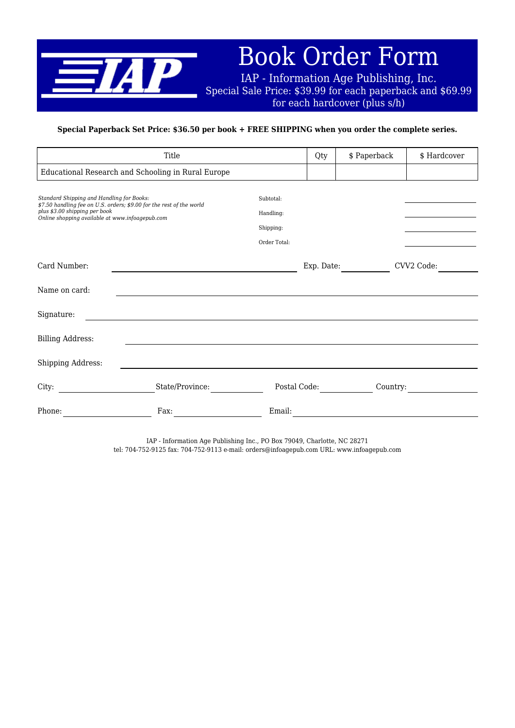# Book Order Form

IAP - Information Age Publishing, Inc.
Special Sale Price: $39.99 for each paperback and $69.99 for each hardcover (plus s/h)

**Special Paperback Set Price: $36.50 per book + FREE SHIPPING when you order the complete series.**

| Title | Qty | $ Paperback | $ Hardcover |
|---|---|---|---|
| Educational Research and Schooling in Rural Europe | | | |

*Standard Shipping and Handling for Books:*
*$7.50 handling fee on U.S. orders; $9.00 for the rest of the world plus $3.00 shipping per book*
*Online shopping available at www.infoagepub.com*

Subtotal: ____________

Handling: ____________

Shipping: ____________

Order Total: ____________

Card Number: ______________________ Exp. Date: __________ CVV2 Code: __________

Name on card: ______________________

Signature: ______________________

Billing Address: ______________________

Shipping Address: ______________________

City: __________ State/Province: __________ Postal Code: __________ Country: __________

Phone: __________ Fax: __________ Email: __________

IAP - Information Age Publishing Inc., PO Box 79049, Charlotte, NC 28271
tel: 704-752-9125 fax: 704-752-9113 e-mail: orders@infoagepub.com URL: www.infoagepub.com